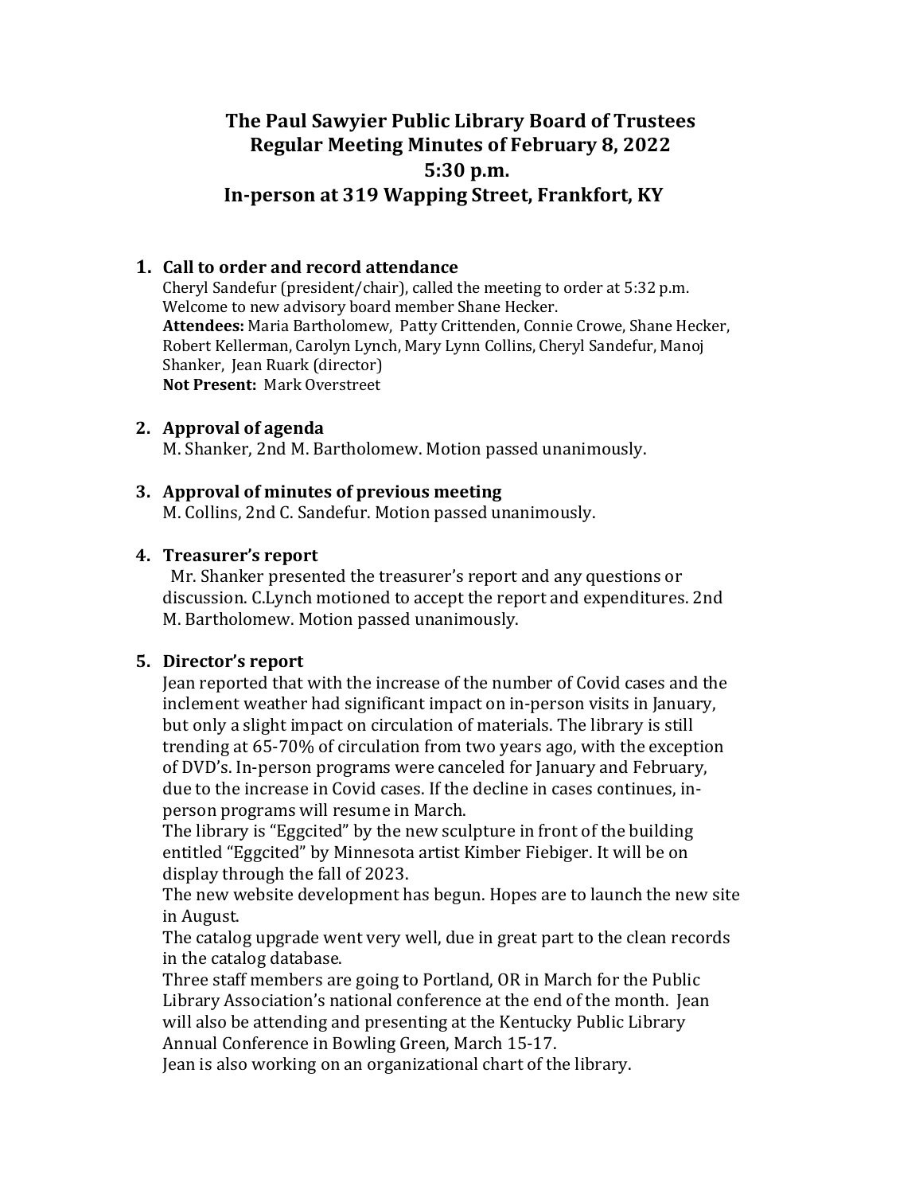# The Paul Sawyier Public Library Board of Trustees
## Regular Meeting Minutes of February 8, 2022
## 5:30 p.m.
## In-person at 319 Wapping Street, Frankfort, KY

1. **Call to order and record attendance**
   Cheryl Sandefur (president/chair), called the meeting to order at 5:32 p.m. Welcome to new advisory board member Shane Hecker.
   **Attendees:** Maria Bartholomew, Patty Crittenden, Connie Crowe, Shane Hecker, Robert Kellerman, Carolyn Lynch, Mary Lynn Collins, Cheryl Sandefur, Manoj Shanker, Jean Ruark (director)
   **Not Present:** Mark Overstreet

2. **Approval of agenda**
   M. Shanker, 2nd M. Bartholomew. Motion passed unanimously.

3. **Approval of minutes of previous meeting**
   M. Collins, 2nd C. Sandefur. Motion passed unanimously.

4. **Treasurer's report**
   Mr. Shanker presented the treasurer's report and any questions or discussion. C.Lynch motioned to accept the report and expenditures. 2nd M. Bartholomew. Motion passed unanimously.

5. **Director's report**
   Jean reported that with the increase of the number of Covid cases and the inclement weather had significant impact on in-person visits in January, but only a slight impact on circulation of materials. The library is still trending at 65-70% of circulation from two years ago, with the exception of DVD's. In-person programs were canceled for January and February, due to the increase in Covid cases. If the decline in cases continues, in-person programs will resume in March.
   The library is "Eggcited" by the new sculpture in front of the building entitled "Eggcited" by Minnesota artist Kimber Fiebiger. It will be on display through the fall of 2023.
   The new website development has begun. Hopes are to launch the new site in August.
   The catalog upgrade went very well, due in great part to the clean records in the catalog database.
   Three staff members are going to Portland, OR in March for the Public Library Association's national conference at the end of the month. Jean will also be attending and presenting at the Kentucky Public Library Annual Conference in Bowling Green, March 15-17.
   Jean is also working on an organizational chart of the library.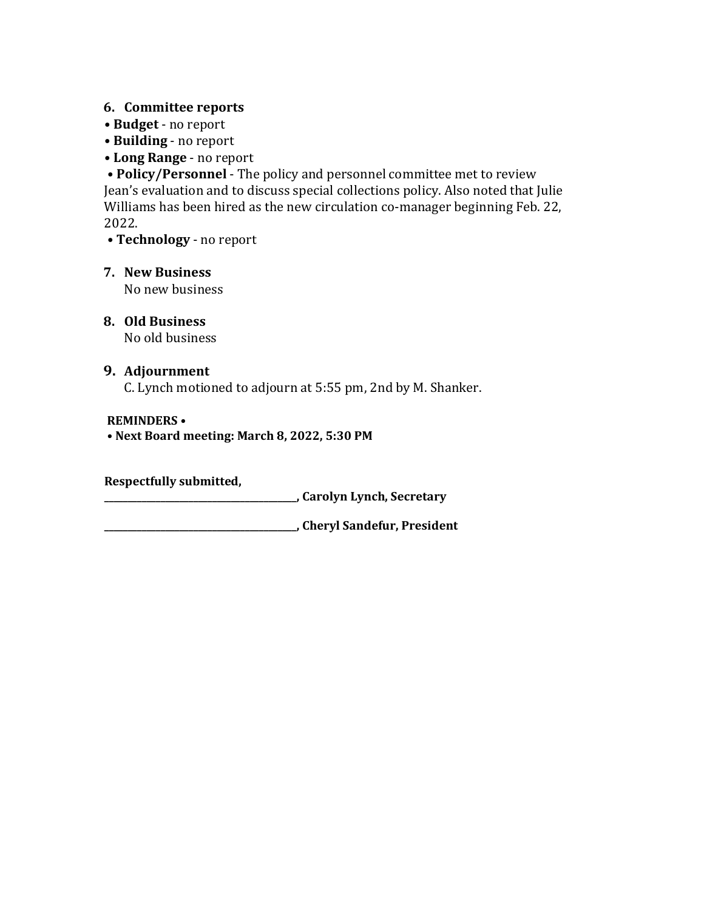6. **Committee reports**

- **Budget** - no report
- **Building** - no report
- **Long Range** - no report
- **Policy/Personnel** - The policy and personnel committee met to review Jean's evaluation and to discuss special collections policy. Also noted that Julie Williams has been hired as the new circulation co-manager beginning Feb. 22, 2022.
- **Technology** - no report

7. **New Business**

   No new business

8. **Old Business**

   No old business

9. **Adjournment**

   C. Lynch motioned to adjourn at 5:55 pm, 2nd by M. Shanker.

**REMINDERS •**

**• Next Board meeting: March 8, 2022, 5:30 PM**

**Respectfully submitted,**

**______________________________, Carolyn Lynch, Secretary**

**______________________________, Cheryl Sandefur, President**